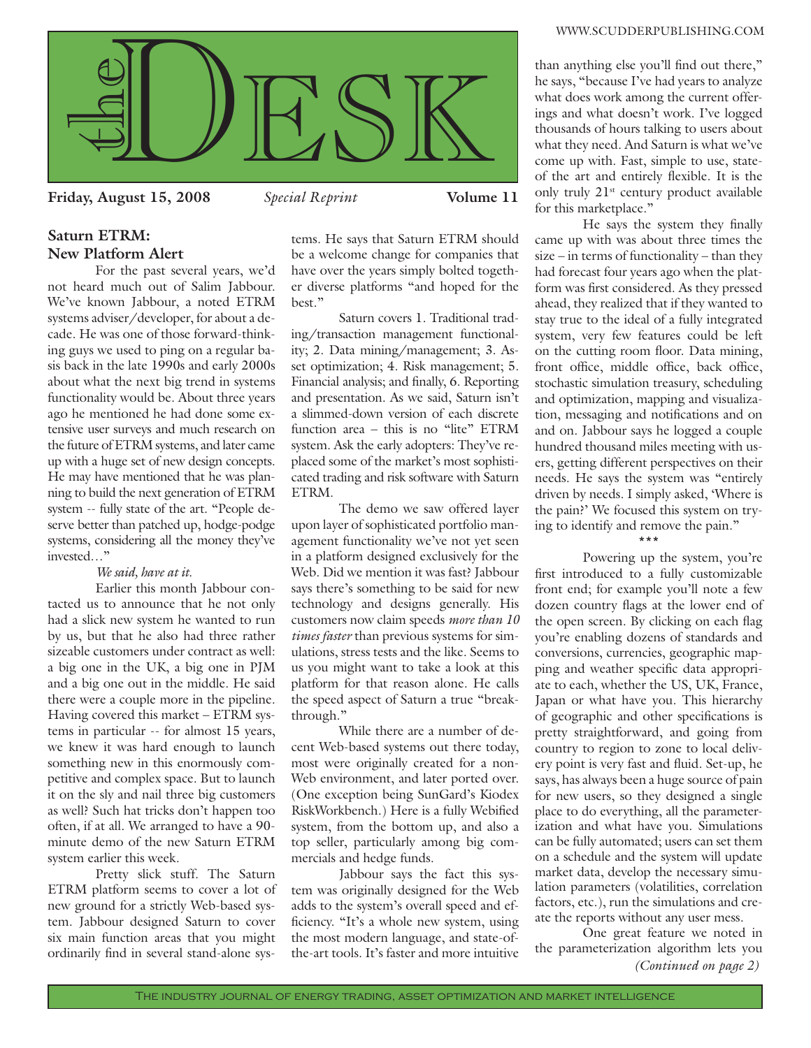# the DESK

**Friday, August 15, 2008** *Special Reprint* **Volume 11**

## Saturn ETRM: New Platform Alert

For the past several years, we'd not heard much out of Salim Jabbour. We've known Jabbour, a noted ETRM systems adviser/developer, for about a decade. He was one of those forward-thinking guys we used to ping on a regular basis back in the late 1990s and early 2000s about what the next big trend in systems functionality would be. About three years ago he mentioned he had done some extensive user surveys and much research on the future of ETRM systems, and later came up with a huge set of new design concepts. He may have mentioned that he was planning to build the next generation of ETRM system -- fully state of the art. "People deserve better than patched up, hodge-podge systems, considering all the money they've invested…"

*We said, have at it.*

Earlier this month Jabbour contacted us to announce that he not only had a slick new system he wanted to run by us, but that he also had three rather sizeable customers under contract as well: a big one in the UK, a big one in PJM and a big one out in the middle. He said there were a couple more in the pipeline. Having covered this market – ETRM systems in particular -- for almost 15 years, we knew it was hard enough to launch something new in this enormously competitive and complex space. But to launch it on the sly and nail three big customers as well? Such hat tricks don't happen too often, if at all. We arranged to have a 90-minute demo of the new Saturn ETRM system earlier this week.

Pretty slick stuff. The Saturn ETRM platform seems to cover a lot of new ground for a strictly Web-based system. Jabbour designed Saturn to cover six main function areas that you might ordinarily find in several stand-alone systems. He says that Saturn ETRM should be a welcome change for companies that have over the years simply bolted together diverse platforms "and hoped for the best."

Saturn covers 1. Traditional trading/transaction management functionality; 2. Data mining/management; 3. Asset optimization; 4. Risk management; 5. Financial analysis; and finally, 6. Reporting and presentation. As we said, Saturn isn't a slimmed-down version of each discrete function area – this is no "lite" ETRM system. Ask the early adopters: They've replaced some of the market's most sophisticated trading and risk software with Saturn ETRM.

The demo we saw offered layer upon layer of sophisticated portfolio management functionality we've not yet seen in a platform designed exclusively for the Web. Did we mention it was fast? Jabbour says there's something to be said for new technology and designs generally. His customers now claim speeds *more than 10 times faster* than previous systems for simulations, stress tests and the like. Seems to us you might want to take a look at this platform for that reason alone. He calls the speed aspect of Saturn a true "breakthrough."

While there are a number of decent Web-based systems out there today, most were originally created for a non-Web environment, and later ported over. (One exception being SunGard's Kiodex RiskWorkbench.) Here is a fully Webified system, from the bottom up, and also a top seller, particularly among big commercials and hedge funds.

Jabbour says the fact this system was originally designed for the Web adds to the system's overall speed and efficiency. "It's a whole new system, using the most modern language, and state-of-the-art tools. It's faster and more intuitive than anything else you'll find out there," he says, "because I've had years to analyze what does work among the current offerings and what doesn't work. I've logged thousands of hours talking to users about what they need. And Saturn is what we've come up with. Fast, simple to use, state-of the art and entirely flexible. It is the only truly 21st century product available for this marketplace."

He says the system they finally came up with was about three times the size – in terms of functionality – than they had forecast four years ago when the platform was first considered. As they pressed ahead, they realized that if they wanted to stay true to the ideal of a fully integrated system, very few features could be left on the cutting room floor. Data mining, front office, middle office, back office, stochastic simulation treasury, scheduling and optimization, mapping and visualization, messaging and notifications and on and on. Jabbour says he logged a couple hundred thousand miles meeting with users, getting different perspectives on their needs. He says the system was "entirely driven by needs. I simply asked, 'Where is the pain?' We focused this system on trying to identify and remove the pain."

\*\*\*

Powering up the system, you're first introduced to a fully customizable front end; for example you'll note a few dozen country flags at the lower end of the open screen. By clicking on each flag you're enabling dozens of standards and conversions, currencies, geographic mapping and weather specific data appropriate to each, whether the US, UK, France, Japan or what have you. This hierarchy of geographic and other specifications is pretty straightforward, and going from country to region to zone to local delivery point is very fast and fluid. Set-up, he says, has always been a huge source of pain for new users, so they designed a single place to do everything, all the parameterization and what have you. Simulations can be fully automated; users can set them on a schedule and the system will update market data, develop the necessary simulation parameters (volatilities, correlation factors, etc.), run the simulations and create the reports without any user mess.

One great feature we noted in the parameterization algorithm lets you

*(Continued on page 2)*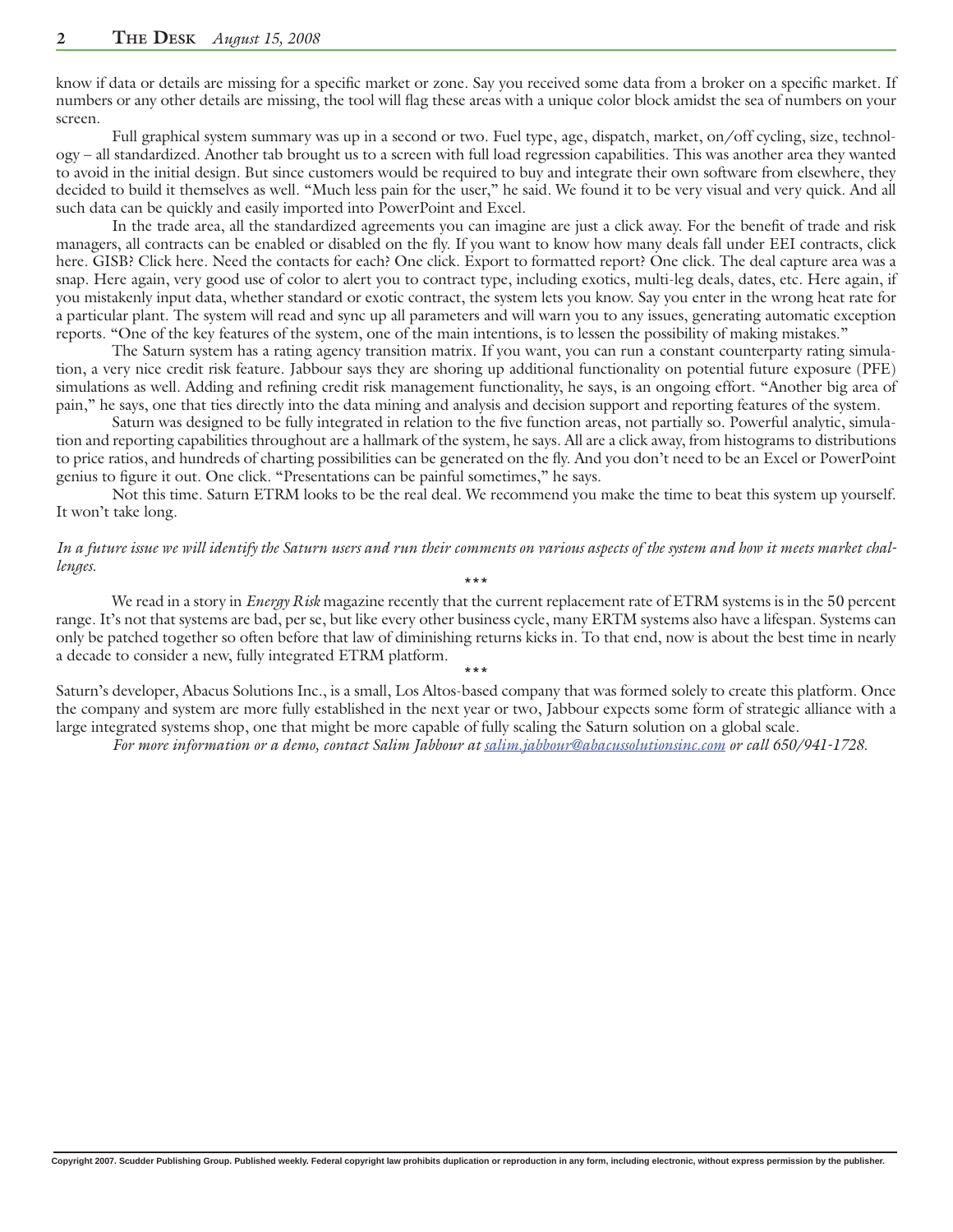know if data or details are missing for a specific market or zone. Say you received some data from a broker on a specific market. If numbers or any other details are missing, the tool will flag these areas with a unique color block amidst the sea of numbers on your screen.

Full graphical system summary was up in a second or two. Fuel type, age, dispatch, market, on/off cycling, size, technology – all standardized. Another tab brought us to a screen with full load regression capabilities. This was another area they wanted to avoid in the initial design. But since customers would be required to buy and integrate their own software from elsewhere, they decided to build it themselves as well. "Much less pain for the user," he said. We found it to be very visual and very quick. And all such data can be quickly and easily imported into PowerPoint and Excel.

In the trade area, all the standardized agreements you can imagine are just a click away. For the benefit of trade and risk managers, all contracts can be enabled or disabled on the fly. If you want to know how many deals fall under EEI contracts, click here. GISB? Click here. Need the contacts for each? One click. Export to formatted report? One click. The deal capture area was a snap. Here again, very good use of color to alert you to contract type, including exotics, multi-leg deals, dates, etc. Here again, if you mistakenly input data, whether standard or exotic contract, the system lets you know. Say you enter in the wrong heat rate for a particular plant. The system will read and sync up all parameters and will warn you to any issues, generating automatic exception reports. "One of the key features of the system, one of the main intentions, is to lessen the possibility of making mistakes."

The Saturn system has a rating agency transition matrix. If you want, you can run a constant counterparty rating simulation, a very nice credit risk feature. Jabbour says they are shoring up additional functionality on potential future exposure (PFE) simulations as well. Adding and refining credit risk management functionality, he says, is an ongoing effort. "Another big area of pain," he says, one that ties directly into the data mining and analysis and decision support and reporting features of the system.

Saturn was designed to be fully integrated in relation to the five function areas, not partially so. Powerful analytic, simulation and reporting capabilities throughout are a hallmark of the system, he says. All are a click away, from histograms to distributions to price ratios, and hundreds of charting possibilities can be generated on the fly. And you don't need to be an Excel or PowerPoint genius to figure it out. One click. "Presentations can be painful sometimes," he says.

Not this time. Saturn ETRM looks to be the real deal. We recommend you make the time to beat this system up yourself. It won't take long.

*In a future issue we will identify the Saturn users and run their comments on various aspects of the system and how it meets market challenges.*

\*\*\*

We read in a story in *Energy Risk* magazine recently that the current replacement rate of ETRM systems is in the 50 percent range. It's not that systems are bad, per se, but like every other business cycle, many ERTM systems also have a lifespan. Systems can only be patched together so often before that law of diminishing returns kicks in. To that end, now is about the best time in nearly a decade to consider a new, fully integrated ETRM platform.

\*\*\*

Saturn's developer, Abacus Solutions Inc., is a small, Los Altos-based company that was formed solely to create this platform. Once the company and system are more fully established in the next year or two, Jabbour expects some form of strategic alliance with a large integrated systems shop, one that might be more capable of fully scaling the Saturn solution on a global scale.

*For more information or a demo, contact Salim Jabbour at salim.jabbour@abacussolutionsinc.com or call 650/941-1728.*

Copyright 2007. Scudder Publishing Group. Published weekly. Federal copyright law prohibits duplication or reproduction in any form, including electronic, without express permission by the publisher.